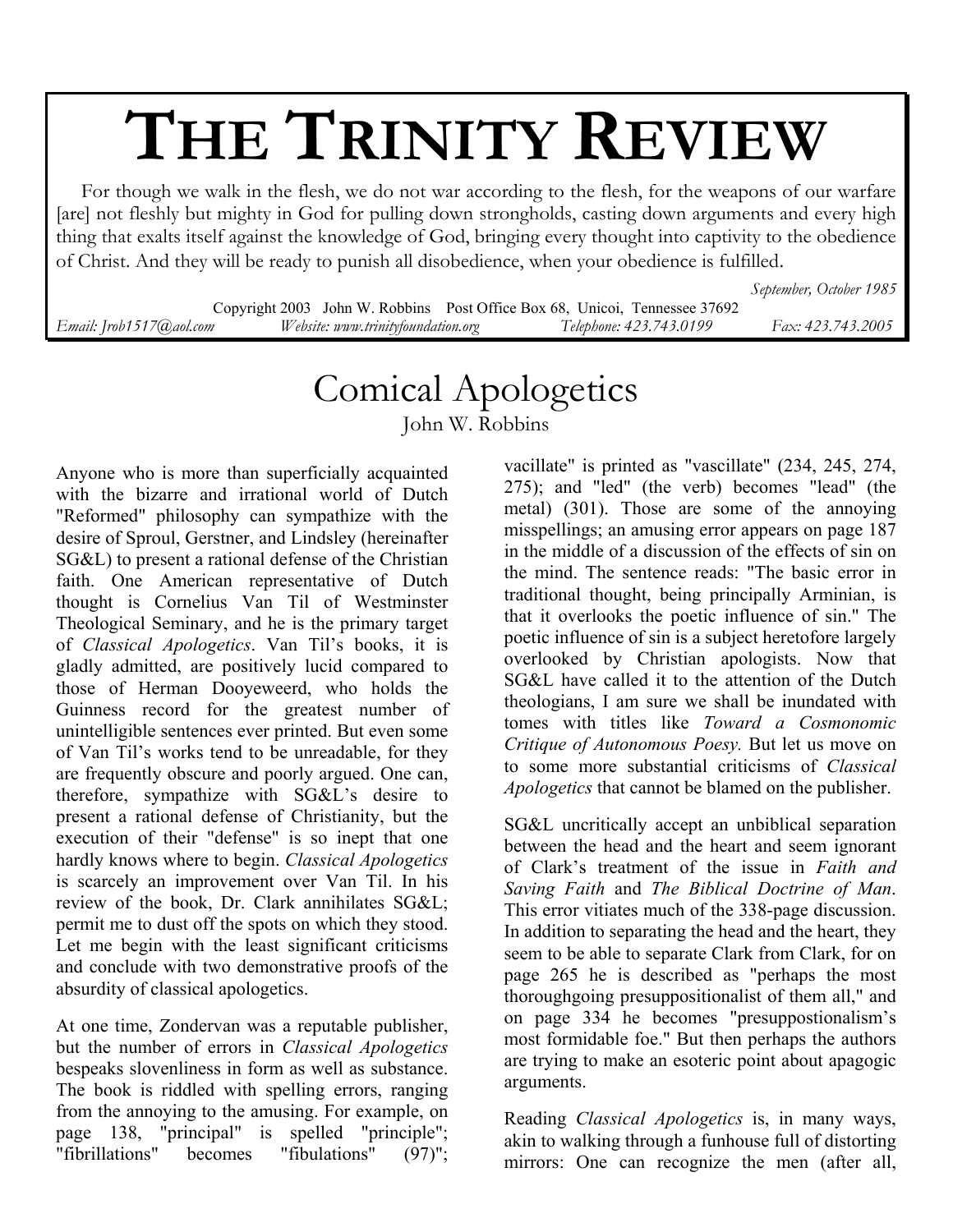# THE TRINITY REVIEW

For though we walk in the flesh, we do not war according to the flesh, for the weapons of our warfare [are] not fleshly but mighty in God for pulling down strongholds, casting down arguments and every high thing that exalts itself against the knowledge of God, bringing every thought into captivity to the obedience of Christ. And they will be ready to punish all disobedience, when your obedience is fulfilled.

*September, October 1985*

Copyright 2003 John W. Robbins Post Office Box 68, Unicoi, Tennessee 37692

*Email: Jrob1517@aol.com* *Website: www.trinityfoundation.org* *Telephone: 423.743.0199* *Fax: 423.743.2005*

## Comical Apologetics

John W. Robbins

Anyone who is more than superficially acquainted with the bizarre and irrational world of Dutch "Reformed" philosophy can sympathize with the desire of Sproul, Gerstner, and Lindsley (hereinafter SG&L) to present a rational defense of the Christian faith. One American representative of Dutch thought is Cornelius Van Til of Westminster Theological Seminary, and he is the primary target of *Classical Apologetics*. Van Til's books, it is gladly admitted, are positively lucid compared to those of Herman Dooyeweerd, who holds the Guinness record for the greatest number of unintelligible sentences ever printed. But even some of Van Til's works tend to be unreadable, for they are frequently obscure and poorly argued. One can, therefore, sympathize with SG&L's desire to present a rational defense of Christianity, but the execution of their "defense" is so inept that one hardly knows where to begin. *Classical Apologetics* is scarcely an improvement over Van Til. In his review of the book, Dr. Clark annihilates SG&L; permit me to dust off the spots on which they stood. Let me begin with the least significant criticisms and conclude with two demonstrative proofs of the absurdity of classical apologetics.

At one time, Zondervan was a reputable publisher, but the number of errors in *Classical Apologetics* bespeaks slovenliness in form as well as substance. The book is riddled with spelling errors, ranging from the annoying to the amusing. For example, on page 138, "principal" is spelled "principle"; "fibrillations" becomes "fibulations" (97)"; vacillate" is printed as "vascillate" (234, 245, 274, 275); and "led" (the verb) becomes "lead" (the metal) (301). Those are some of the annoying misspellings; an amusing error appears on page 187 in the middle of a discussion of the effects of sin on the mind. The sentence reads: "The basic error in traditional thought, being principally Arminian, is that it overlooks the poetic influence of sin." The poetic influence of sin is a subject heretofore largely overlooked by Christian apologists. Now that SG&L have called it to the attention of the Dutch theologians, I am sure we shall be inundated with tomes with titles like *Toward a Cosmonomic Critique of Autonomous Poesy*. But let us move on to some more substantial criticisms of *Classical Apologetics* that cannot be blamed on the publisher.

SG&L uncritically accept an unbiblical separation between the head and the heart and seem ignorant of Clark's treatment of the issue in *Faith and Saving Faith* and *The Biblical Doctrine of Man*. This error vitiates much of the 338-page discussion. In addition to separating the head and the heart, they seem to be able to separate Clark from Clark, for on page 265 he is described as "perhaps the most thoroughgoing presuppositionalist of them all," and on page 334 he becomes "presuppostionalism's most formidable foe." But then perhaps the authors are trying to make an esoteric point about apagogic arguments.

Reading *Classical Apologetics* is, in many ways, akin to walking through a funhouse full of distorting mirrors: One can recognize the men (after all,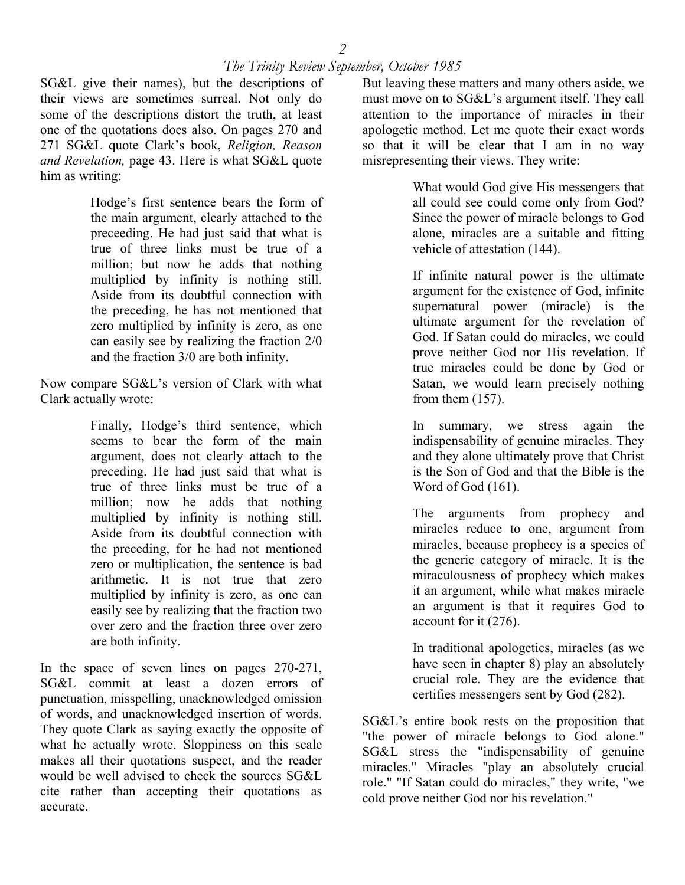SG&L give their names), but the descriptions of their views are sometimes surreal. Not only do some of the descriptions distort the truth, at least one of the quotations does also. On pages 270 and 271 SG&L quote Clark's book, *Religion, Reason and Revelation,* page 43. Here is what SG&L quote him as writing:

> Hodge's first sentence bears the form of the main argument, clearly attached to the preceeding. He had just said that what is true of three links must be true of a million; but now he adds that nothing multiplied by infinity is nothing still. Aside from its doubtful connection with the preceding, he has not mentioned that zero multiplied by infinity is zero, as one can easily see by realizing the fraction 2/0 and the fraction 3/0 are both infinity.

Now compare SG&L's version of Clark with what Clark actually wrote:

> Finally, Hodge's third sentence, which seems to bear the form of the main argument, does not clearly attach to the preceding. He had just said that what is true of three links must be true of a million; now he adds that nothing multiplied by infinity is nothing still. Aside from its doubtful connection with the preceding, for he had not mentioned zero or multiplication, the sentence is bad arithmetic. It is not true that zero multiplied by infinity is zero, as one can easily see by realizing that the fraction two over zero and the fraction three over zero are both infinity.

In the space of seven lines on pages 270-271, SG&L commit at least a dozen errors of punctuation, misspelling, unacknowledged omission of words, and unacknowledged insertion of words. They quote Clark as saying exactly the opposite of what he actually wrote. Sloppiness on this scale makes all their quotations suspect, and the reader would be well advised to check the sources SG&L cite rather than accepting their quotations as accurate.

But leaving these matters and many others aside, we must move on to SG&L's argument itself. They call attention to the importance of miracles in their apologetic method. Let me quote their exact words so that it will be clear that I am in no way misrepresenting their views. They write:

> What would God give His messengers that all could see could come only from God? Since the power of miracle belongs to God alone, miracles are a suitable and fitting vehicle of attestation (144).
>
> If infinite natural power is the ultimate argument for the existence of God, infinite supernatural power (miracle) is the ultimate argument for the revelation of God. If Satan could do miracles, we could prove neither God nor His revelation. If true miracles could be done by God or Satan, we would learn precisely nothing from them (157).
>
> In summary, we stress again the indispensability of genuine miracles. They and they alone ultimately prove that Christ is the Son of God and that the Bible is the Word of God (161).
>
> The arguments from prophecy and miracles reduce to one, argument from miracles, because prophecy is a species of the generic category of miracle. It is the miraculousness of prophecy which makes it an argument, while what makes miracle an argument is that it requires God to account for it (276).
>
> In traditional apologetics, miracles (as we have seen in chapter 8) play an absolutely crucial role. They are the evidence that certifies messengers sent by God (282).

SG&L's entire book rests on the proposition that "the power of miracle belongs to God alone." SG&L stress the "indispensability of genuine miracles." Miracles "play an absolutely crucial role." "If Satan could do miracles," they write, "we cold prove neither God nor his revelation."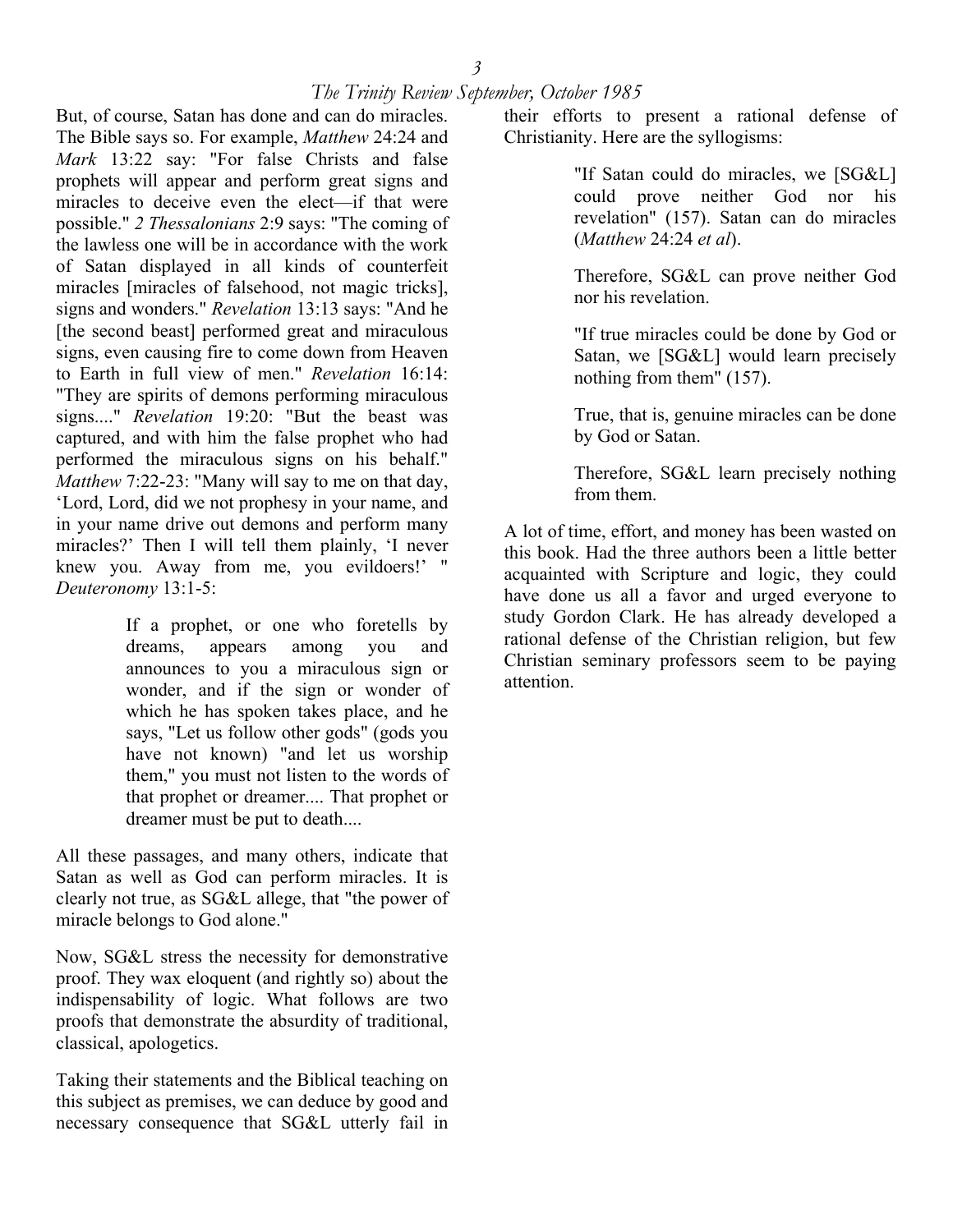But, of course, Satan has done and can do miracles. The Bible says so. For example, *Matthew* 24:24 and *Mark* 13:22 say: "For false Christs and false prophets will appear and perform great signs and miracles to deceive even the elect—if that were possible." *2 Thessalonians* 2:9 says: "The coming of the lawless one will be in accordance with the work of Satan displayed in all kinds of counterfeit miracles [miracles of falsehood, not magic tricks], signs and wonders." *Revelation* 13:13 says: "And he [the second beast] performed great and miraculous signs, even causing fire to come down from Heaven to Earth in full view of men." *Revelation* 16:14: "They are spirits of demons performing miraculous signs...." *Revelation* 19:20: "But the beast was captured, and with him the false prophet who had performed the miraculous signs on his behalf." *Matthew* 7:22-23: "Many will say to me on that day, 'Lord, Lord, did we not prophesy in your name, and in your name drive out demons and perform many miracles?' Then I will tell them plainly, 'I never knew you. Away from me, you evildoers!' " *Deuteronomy* 13:1-5:

> If a prophet, or one who foretells by dreams, appears among you and announces to you a miraculous sign or wonder, and if the sign or wonder of which he has spoken takes place, and he says, "Let us follow other gods" (gods you have not known) "and let us worship them," you must not listen to the words of that prophet or dreamer.... That prophet or dreamer must be put to death....

All these passages, and many others, indicate that Satan as well as God can perform miracles. It is clearly not true, as SG&L allege, that "the power of miracle belongs to God alone."

Now, SG&L stress the necessity for demonstrative proof. They wax eloquent (and rightly so) about the indispensability of logic. What follows are two proofs that demonstrate the absurdity of traditional, classical, apologetics.

Taking their statements and the Biblical teaching on this subject as premises, we can deduce by good and necessary consequence that SG&L utterly fail in their efforts to present a rational defense of Christianity. Here are the syllogisms:

> "If Satan could do miracles, we [SG&L] could prove neither God nor his revelation" (157). Satan can do miracles (*Matthew* 24:24 *et al*).
>
> Therefore, SG&L can prove neither God nor his revelation.
>
> "If true miracles could be done by God or Satan, we [SG&L] would learn precisely nothing from them" (157).
>
> True, that is, genuine miracles can be done by God or Satan.
>
> Therefore, SG&L learn precisely nothing from them.

A lot of time, effort, and money has been wasted on this book. Had the three authors been a little better acquainted with Scripture and logic, they could have done us all a favor and urged everyone to study Gordon Clark. He has already developed a rational defense of the Christian religion, but few Christian seminary professors seem to be paying attention.